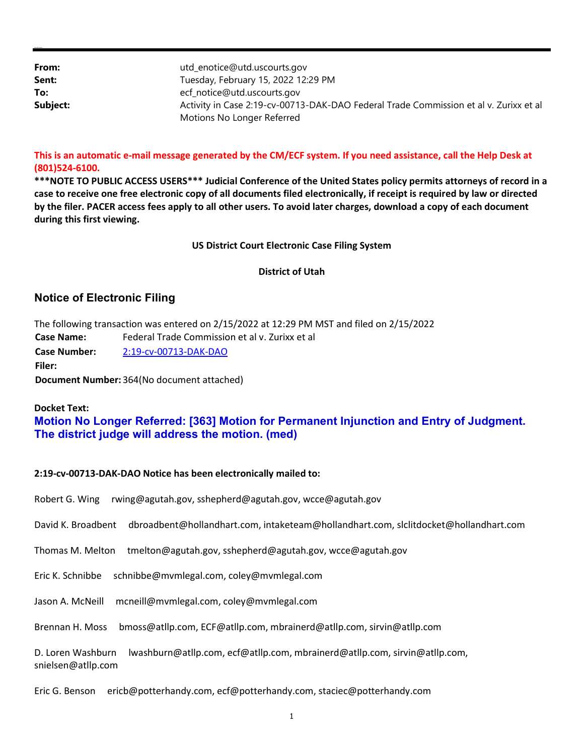| | |
|---|---|
| **From:** | utd_enotice@utd.uscourts.gov |
| **Sent:** | Tuesday, February 15, 2022 12:29 PM |
| **To:** | ecf_notice@utd.uscourts.gov |
| **Subject:** | Activity in Case 2:19-cv-00713-DAK-DAO Federal Trade Commission et al v. Zurixx et al Motions No Longer Referred |

**This is an automatic e-mail message generated by the CM/ECF system. If you need assistance, call the Help Desk at (801)524-6100.**

**\*\*\*NOTE TO PUBLIC ACCESS USERS\*\*\* Judicial Conference of the United States policy permits attorneys of record in a case to receive one free electronic copy of all documents filed electronically, if receipt is required by law or directed by the filer. PACER access fees apply to all other users. To avoid later charges, download a copy of each document during this first viewing.**

**US District Court Electronic Case Filing System**

**District of Utah**

## Notice of Electronic Filing

The following transaction was entered on 2/15/2022 at 12:29 PM MST and filed on 2/15/2022

| | |
|---|---|
| **Case Name:** | Federal Trade Commission et al v. Zurixx et al |
| **Case Number:** | 2:19-cv-00713-DAK-DAO |
| **Filer:** | |
| **Document Number:** | 364(No document attached) |

**Docket Text:**

**Motion No Longer Referred: [363] Motion for Permanent Injunction and Entry of Judgment. The district judge will address the motion. (med)**

**2:19-cv-00713-DAK-DAO Notice has been electronically mailed to:**

Robert G. Wing rwing@agutah.gov, sshepherd@agutah.gov, wcce@agutah.gov

David K. Broadbent dbroadbent@hollandhart.com, intaketeam@hollandhart.com, slclitdocket@hollandhart.com

Thomas M. Melton tmelton@agutah.gov, sshepherd@agutah.gov, wcce@agutah.gov

Eric K. Schnibbe schnibbe@mvmlegal.com, coley@mvmlegal.com

Jason A. McNeill mcneill@mvmlegal.com, coley@mvmlegal.com

Brennan H. Moss bmoss@atllp.com, ECF@atllp.com, mbrainerd@atllp.com, sirvin@atllp.com

D. Loren Washburn lwashburn@atllp.com, ecf@atllp.com, mbrainerd@atllp.com, sirvin@atllp.com, snielsen@atllp.com

Eric G. Benson ericb@potterhandy.com, ecf@potterhandy.com, staciec@potterhandy.com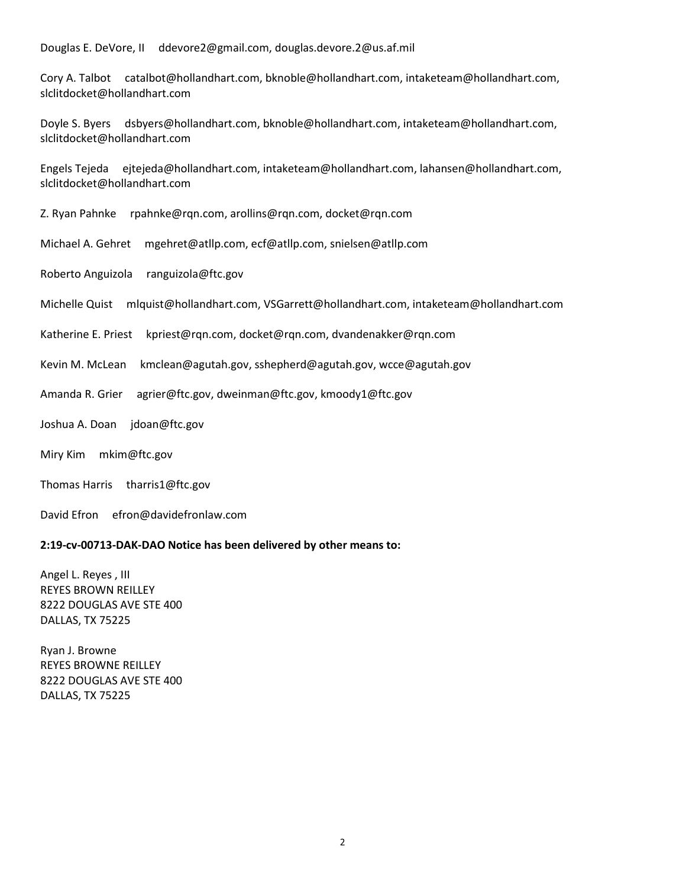Douglas E. DeVore, II ddevore2@gmail.com, douglas.devore.2@us.af.mil

Cory A. Talbot catalbot@hollandhart.com, bknoble@hollandhart.com, intaketeam@hollandhart.com, slclitdocket@hollandhart.com

Doyle S. Byers dsbyers@hollandhart.com, bknoble@hollandhart.com, intaketeam@hollandhart.com, slclitdocket@hollandhart.com

Engels Tejeda ejtejeda@hollandhart.com, intaketeam@hollandhart.com, lahansen@hollandhart.com, slclitdocket@hollandhart.com

Z. Ryan Pahnke rpahnke@rqn.com, arollins@rqn.com, docket@rqn.com

Michael A. Gehret mgehret@atllp.com, ecf@atllp.com, snielsen@atllp.com

Roberto Anguizola ranguizola@ftc.gov

Michelle Quist mlquist@hollandhart.com, VSGarrett@hollandhart.com, intaketeam@hollandhart.com

Katherine E. Priest kpriest@rqn.com, docket@rqn.com, dvandenakker@rqn.com

Kevin M. McLean kmclean@agutah.gov, sshepherd@agutah.gov, wcce@agutah.gov

Amanda R. Grier agrier@ftc.gov, dweinman@ftc.gov, kmoody1@ftc.gov

Joshua A. Doan jdoan@ftc.gov

Miry Kim mkim@ftc.gov

Thomas Harris tharris1@ftc.gov

David Efron efron@davidefronlaw.com

**2:19-cv-00713-DAK-DAO Notice has been delivered by other means to:**

Angel L. Reyes , III  
REYES BROWN REILLEY  
8222 DOUGLAS AVE STE 400  
DALLAS, TX 75225

Ryan J. Browne  
REYES BROWNE REILLEY  
8222 DOUGLAS AVE STE 400  
DALLAS, TX 75225